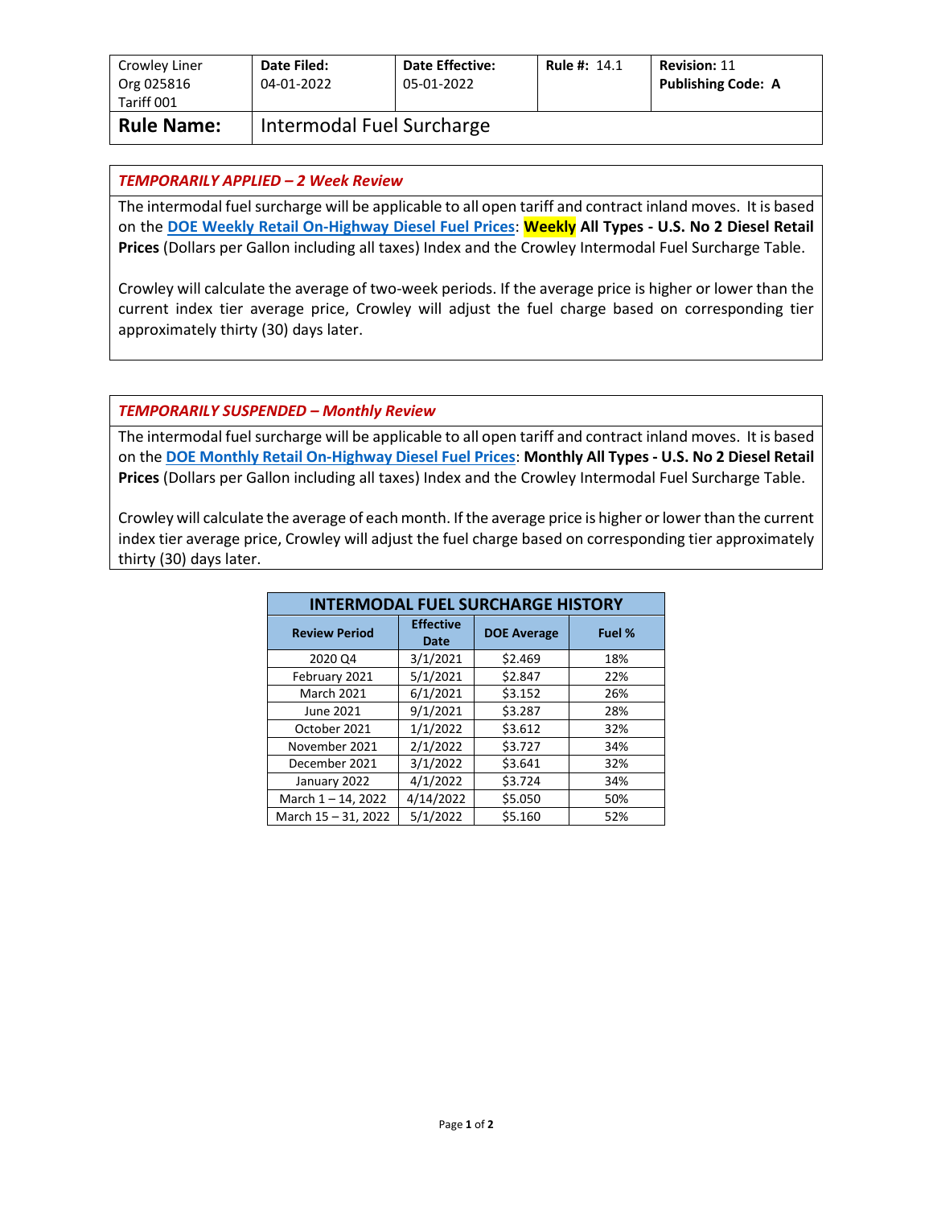| Crowley Liner Org 025816 Tariff 001 | **Date Filed:** 04-01-2022 | **Date Effective:** 05-01-2022 | **Rule #:** 14.1 | **Revision:** 11 **Publishing Code: A** |
|---|---|---|---|---|
| **Rule Name:** | Intermodal Fuel Surcharge | | | |

### *TEMPORARILY APPLIED – 2 Week Review*

The intermodal fuel surcharge will be applicable to all open tariff and contract inland moves. It is based on the **DOE Weekly Retail On-Highway Diesel Fuel Prices**: **Weekly All Types - U.S. No 2 Diesel Retail Prices** (Dollars per Gallon including all taxes) Index and the Crowley Intermodal Fuel Surcharge Table.

Crowley will calculate the average of two-week periods. If the average price is higher or lower than the current index tier average price, Crowley will adjust the fuel charge based on corresponding tier approximately thirty (30) days later.

### *TEMPORARILY SUSPENDED – Monthly Review*

The intermodal fuel surcharge will be applicable to all open tariff and contract inland moves. It is based on the **DOE Monthly Retail On-Highway Diesel Fuel Prices**: **Monthly All Types - U.S. No 2 Diesel Retail Prices** (Dollars per Gallon including all taxes) Index and the Crowley Intermodal Fuel Surcharge Table.

Crowley will calculate the average of each month. If the average price is higher or lower than the current index tier average price, Crowley will adjust the fuel charge based on corresponding tier approximately thirty (30) days later.

**INTERMODAL FUEL SURCHARGE HISTORY**

| Review Period | Effective Date | DOE Average | Fuel % |
|---|---|---|---|
| 2020 Q4 | 3/1/2021 | $2.469 | 18% |
| February 2021 | 5/1/2021 | $2.847 | 22% |
| March 2021 | 6/1/2021 | $3.152 | 26% |
| June 2021 | 9/1/2021 | $3.287 | 28% |
| October 2021 | 1/1/2022 | $3.612 | 32% |
| November 2021 | 2/1/2022 | $3.727 | 34% |
| December 2021 | 3/1/2022 | $3.641 | 32% |
| January 2022 | 4/1/2022 | $3.724 | 34% |
| March 1 – 14, 2022 | 4/14/2022 | $5.050 | 50% |
| March 15 – 31, 2022 | 5/1/2022 | $5.160 | 52% |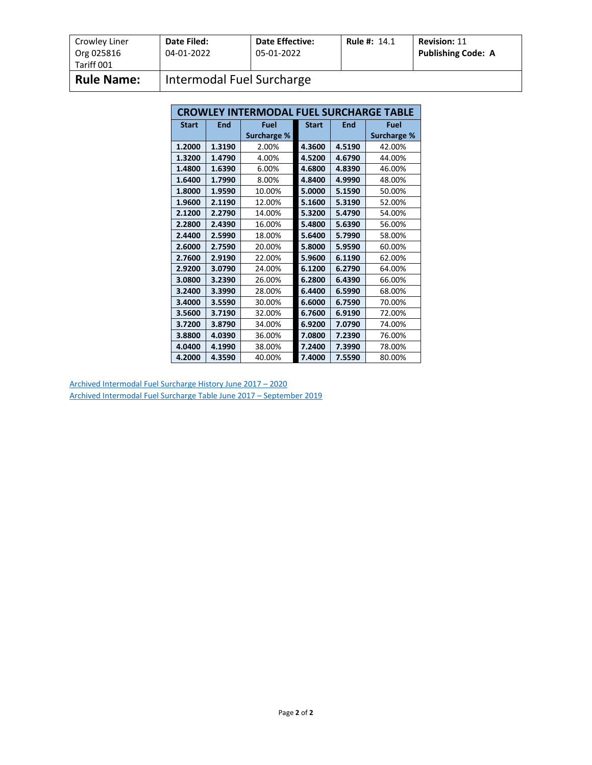| Crowley Liner Org 025816 Tariff 001 | **Date Filed:** 04-01-2022 | **Date Effective:** 05-01-2022 | **Rule #:** 14.1 | **Revision:** 11 **Publishing Code: A** |
|---|---|---|---|---|
| **Rule Name:** | Intermodal Fuel Surcharge | | | |

**CROWLEY INTERMODAL FUEL SURCHARGE TABLE**

| Start | End | Fuel Surcharge % | Start | End | Fuel Surcharge % |
|---|---|---|---|---|---|
| **1.2000** | **1.3190** | 2.00% | **4.3600** | **4.5190** | 42.00% |
| **1.3200** | **1.4790** | 4.00% | **4.5200** | **4.6790** | 44.00% |
| **1.4800** | **1.6390** | 6.00% | **4.6800** | **4.8390** | 46.00% |
| **1.6400** | **1.7990** | 8.00% | **4.8400** | **4.9990** | 48.00% |
| **1.8000** | **1.9590** | 10.00% | **5.0000** | **5.1590** | 50.00% |
| **1.9600** | **2.1190** | 12.00% | **5.1600** | **5.3190** | 52.00% |
| **2.1200** | **2.2790** | 14.00% | **5.3200** | **5.4790** | 54.00% |
| **2.2800** | **2.4390** | 16.00% | **5.4800** | **5.6390** | 56.00% |
| **2.4400** | **2.5990** | 18.00% | **5.6400** | **5.7990** | 58.00% |
| **2.6000** | **2.7590** | 20.00% | **5.8000** | **5.9590** | 60.00% |
| **2.7600** | **2.9190** | 22.00% | **5.9600** | **6.1190** | 62.00% |
| **2.9200** | **3.0790** | 24.00% | **6.1200** | **6.2790** | 64.00% |
| **3.0800** | **3.2390** | 26.00% | **6.2800** | **6.4390** | 66.00% |
| **3.2400** | **3.3990** | 28.00% | **6.4400** | **6.5990** | 68.00% |
| **3.4000** | **3.5590** | 30.00% | **6.6000** | **6.7590** | 70.00% |
| **3.5600** | **3.7190** | 32.00% | **6.7600** | **6.9190** | 72.00% |
| **3.7200** | **3.8790** | 34.00% | **6.9200** | **7.0790** | 74.00% |
| **3.8800** | **4.0390** | 36.00% | **7.0800** | **7.2390** | 76.00% |
| **4.0400** | **4.1990** | 38.00% | **7.2400** | **7.3990** | 78.00% |
| **4.2000** | **4.3590** | 40.00% | **7.4000** | **7.5590** | 80.00% |

Archived Intermodal Fuel Surcharge History June 2017 – 2020

Archived Intermodal Fuel Surcharge Table June 2017 – September 2019